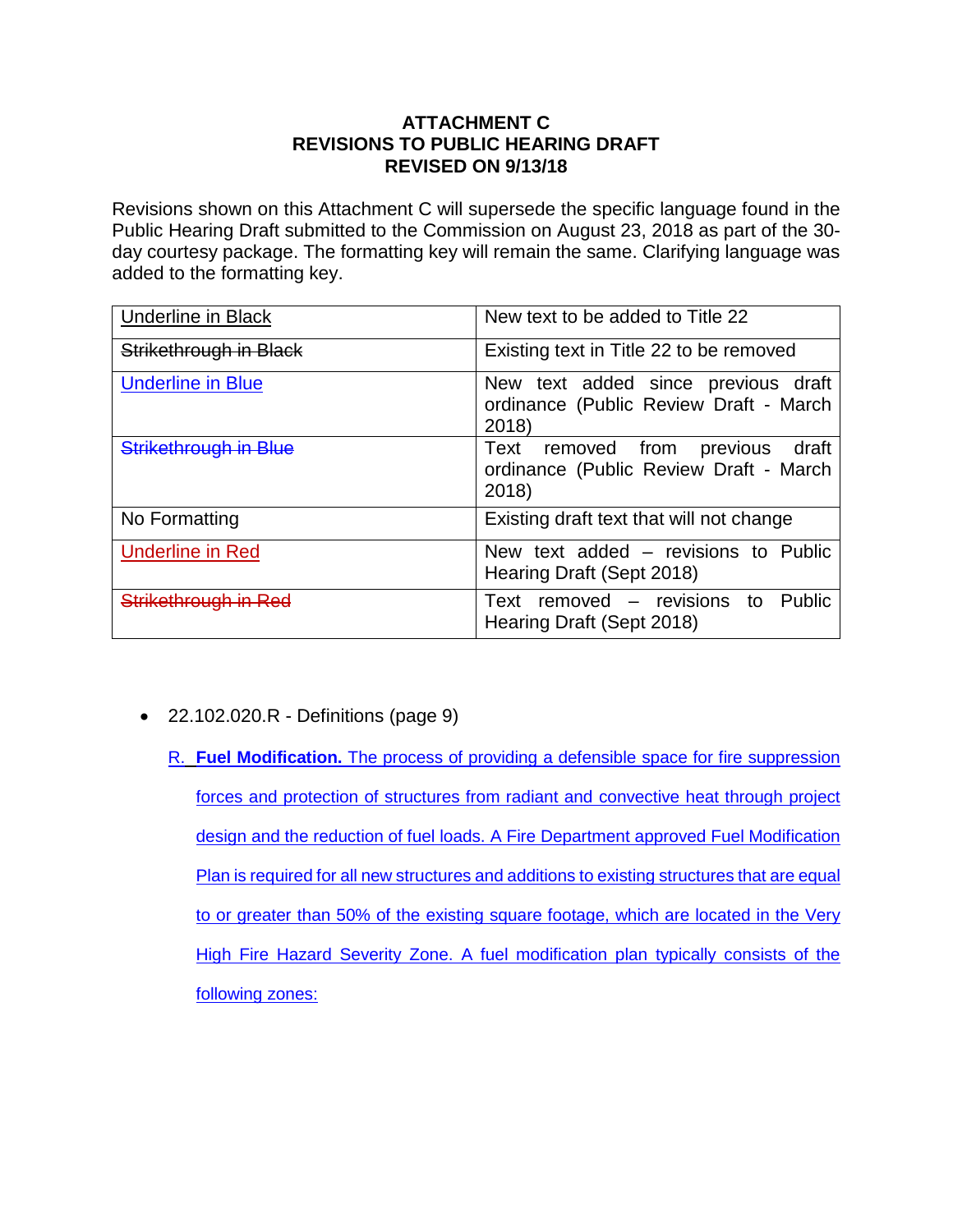**ATTACHMENT C**
**REVISIONS TO PUBLIC HEARING DRAFT**
**REVISED ON 9/13/18**

Revisions shown on this Attachment C will supersede the specific language found in the Public Hearing Draft submitted to the Commission on August 23, 2018 as part of the 30-day courtesy package. The formatting key will remain the same. Clarifying language was added to the formatting key.

| Underline in Black | New text to be added to Title 22 |
|---|---|
| ~~Strikethrough in Black~~ | Existing text in Title 22 to be removed |
| Underline in Blue | New text added since previous draft ordinance (Public Review Draft - March 2018) |
| ~~Strikethrough in Blue~~ | Text removed from previous draft ordinance (Public Review Draft - March 2018) |
| No Formatting | Existing draft text that will not change |
| Underline in Red | New text added – revisions to Public Hearing Draft (Sept 2018) |
| ~~Strikethrough in Red~~ | Text removed – revisions to Public Hearing Draft (Sept 2018) |

- 22.102.020.R - Definitions (page 9)

R. **Fuel Modification.** The process of providing a defensible space for fire suppression forces and protection of structures from radiant and convective heat through project design and the reduction of fuel loads. A Fire Department approved Fuel Modification Plan is required for all new structures and additions to existing structures that are equal to or greater than 50% of the existing square footage, which are located in the Very High Fire Hazard Severity Zone. A fuel modification plan typically consists of the following zones: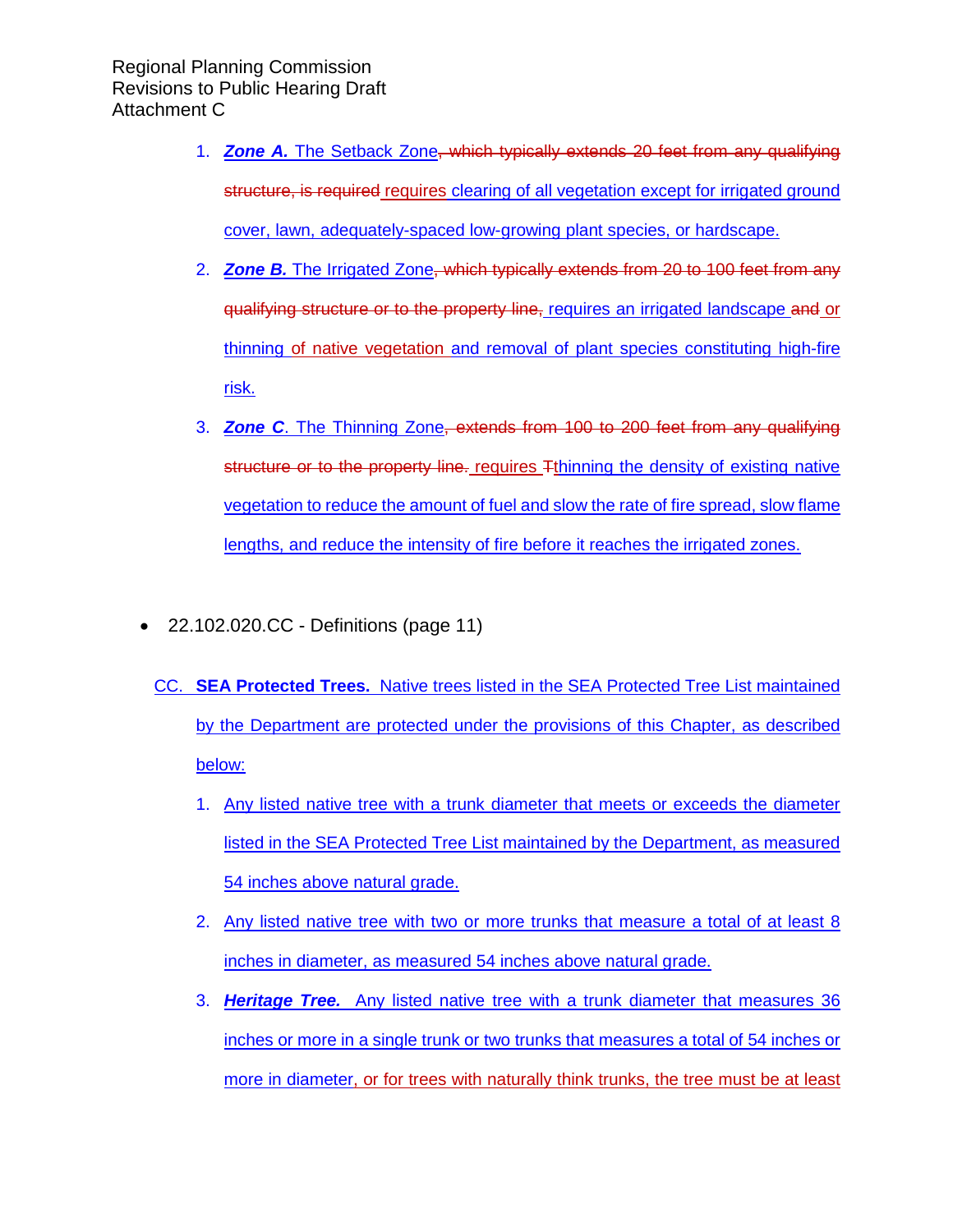1. ***Zone A.*** The Setback Zone~~, which typically extends 20 feet from any qualifying structure, is required~~ requires clearing of all vegetation except for irrigated ground cover, lawn, adequately-spaced low-growing plant species, or hardscape.

2. ***Zone B.*** The Irrigated Zone~~, which typically extends from 20 to 100 feet from any qualifying structure or to the property line,~~ requires an irrigated landscape ~~and~~ or thinning of native vegetation and removal of plant species constituting high-fire risk.

3. ***Zone C***. The Thinning Zone~~, extends from 100 to 200 feet from any qualifying structure or to the property line.~~ requires ~~T~~thinning the density of existing native vegetation to reduce the amount of fuel and slow the rate of fire spread, slow flame lengths, and reduce the intensity of fire before it reaches the irrigated zones.

- 22.102.020.CC - Definitions (page 11)

CC. **SEA Protected Trees.** Native trees listed in the SEA Protected Tree List maintained by the Department are protected under the provisions of this Chapter, as described below:

1. Any listed native tree with a trunk diameter that meets or exceeds the diameter listed in the SEA Protected Tree List maintained by the Department, as measured 54 inches above natural grade.

2. Any listed native tree with two or more trunks that measure a total of at least 8 inches in diameter, as measured 54 inches above natural grade.

3. ***Heritage Tree.*** Any listed native tree with a trunk diameter that measures 36 inches or more in a single trunk or two trunks that measures a total of 54 inches or more in diameter, or for trees with naturally think trunks, the tree must be at least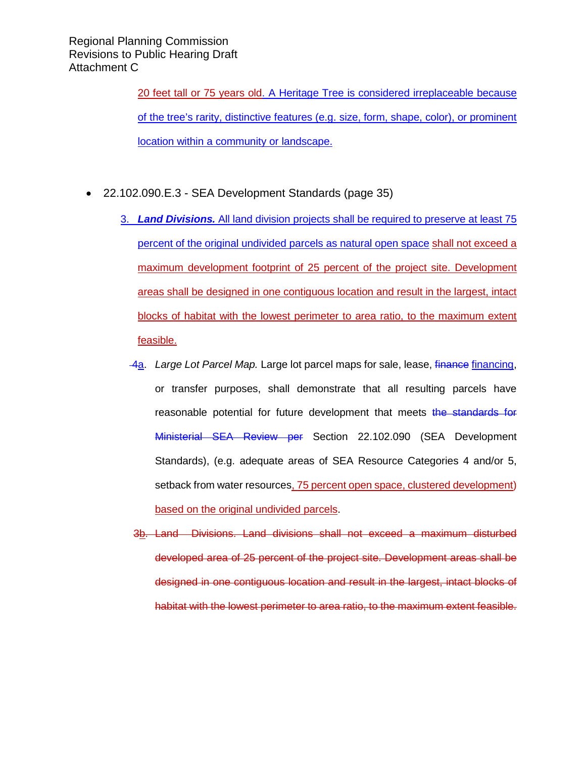20 feet tall or 75 years old. A Heritage Tree is considered irreplaceable because of the tree's rarity, distinctive features (e.g. size, form, shape, color), or prominent location within a community or landscape.

- 22.102.090.E.3 - SEA Development Standards (page 35)

3. ***Land Divisions.*** All land division projects shall be required to preserve at least 75 percent of the original undivided parcels as natural open space shall not exceed a maximum development footprint of 25 percent of the project site. Development areas shall be designed in one contiguous location and result in the largest, intact blocks of habitat with the lowest perimeter to area ratio, to the maximum extent feasible.

~~4~~a. *Large Lot Parcel Map.* Large lot parcel maps for sale, lease, ~~finance~~ financing, or transfer purposes, shall demonstrate that all resulting parcels have reasonable potential for future development that meets ~~the standards for Ministerial SEA Review per~~ Section 22.102.090 (SEA Development Standards), (e.g. adequate areas of SEA Resource Categories 4 and/or 5, setback from water resources, 75 percent open space, clustered development) based on the original undivided parcels.

~~3~~b. ~~Land Divisions. Land divisions shall not exceed a maximum disturbed developed area of 25 percent of the project site. Development areas shall be designed in one contiguous location and result in the largest, intact blocks of habitat with the lowest perimeter to area ratio, to the maximum extent feasible.~~